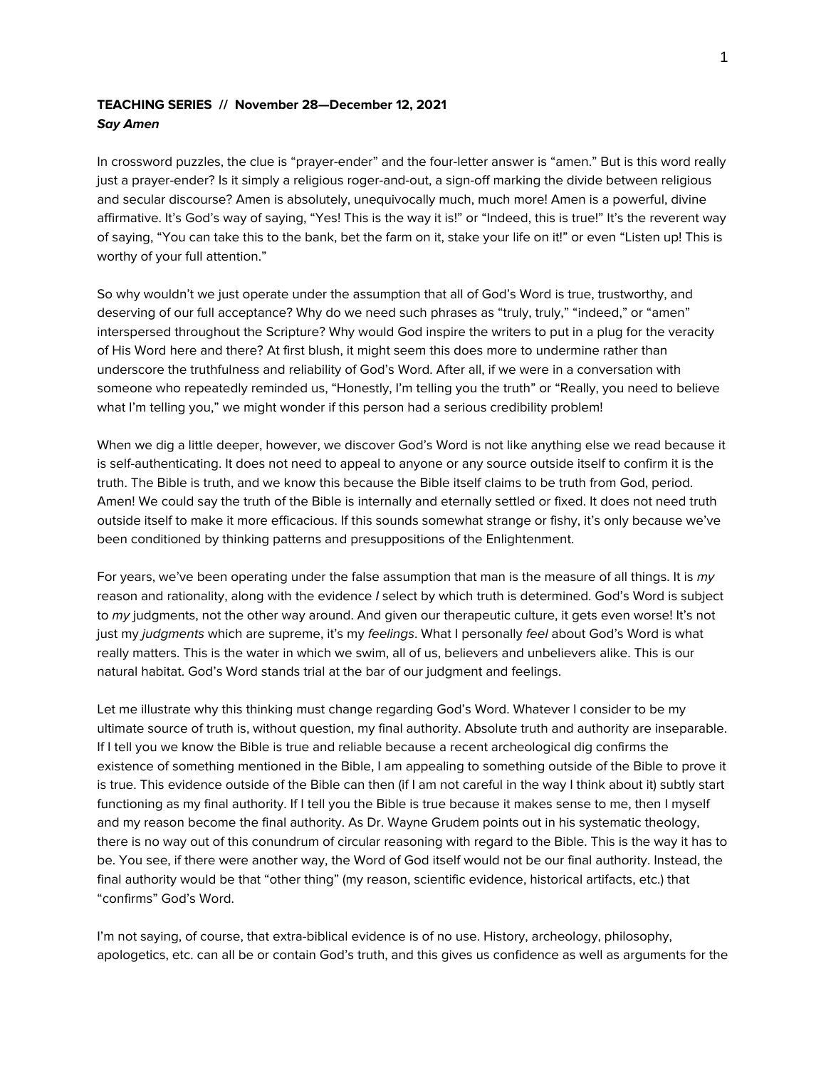**TEACHING SERIES // November 28—December 12, 2021**
***Say Amen***

In crossword puzzles, the clue is "prayer-ender" and the four-letter answer is "amen." But is this word really just a prayer-ender? Is it simply a religious roger-and-out, a sign-off marking the divide between religious and secular discourse? Amen is absolutely, unequivocally much, much more! Amen is a powerful, divine affirmative. It's God's way of saying, "Yes! This is the way it is!" or "Indeed, this is true!" It's the reverent way of saying, "You can take this to the bank, bet the farm on it, stake your life on it!" or even "Listen up! This is worthy of your full attention."

So why wouldn't we just operate under the assumption that all of God's Word is true, trustworthy, and deserving of our full acceptance? Why do we need such phrases as "truly, truly," "indeed," or "amen" interspersed throughout the Scripture? Why would God inspire the writers to put in a plug for the veracity of His Word here and there? At first blush, it might seem this does more to undermine rather than underscore the truthfulness and reliability of God's Word. After all, if we were in a conversation with someone who repeatedly reminded us, "Honestly, I'm telling you the truth" or "Really, you need to believe what I'm telling you," we might wonder if this person had a serious credibility problem!

When we dig a little deeper, however, we discover God's Word is not like anything else we read because it is self-authenticating. It does not need to appeal to anyone or any source outside itself to confirm it is the truth. The Bible is truth, and we know this because the Bible itself claims to be truth from God, period. Amen! We could say the truth of the Bible is internally and eternally settled or fixed. It does not need truth outside itself to make it more efficacious. If this sounds somewhat strange or fishy, it's only because we've been conditioned by thinking patterns and presuppositions of the Enlightenment.

For years, we've been operating under the false assumption that man is the measure of all things. It is *my* reason and rationality, along with the evidence *I* select by which truth is determined. God's Word is subject to *my* judgments, not the other way around. And given our therapeutic culture, it gets even worse! It's not just my *judgments* which are supreme, it's my *feelings*. What I personally *feel* about God's Word is what really matters. This is the water in which we swim, all of us, believers and unbelievers alike. This is our natural habitat. God's Word stands trial at the bar of our judgment and feelings.

Let me illustrate why this thinking must change regarding God's Word. Whatever I consider to be my ultimate source of truth is, without question, my final authority. Absolute truth and authority are inseparable. If I tell you we know the Bible is true and reliable because a recent archeological dig confirms the existence of something mentioned in the Bible, I am appealing to something outside of the Bible to prove it is true. This evidence outside of the Bible can then (if I am not careful in the way I think about it) subtly start functioning as my final authority. If I tell you the Bible is true because it makes sense to me, then I myself and my reason become the final authority. As Dr. Wayne Grudem points out in his systematic theology, there is no way out of this conundrum of circular reasoning with regard to the Bible. This is the way it has to be. You see, if there were another way, the Word of God itself would not be our final authority. Instead, the final authority would be that "other thing" (my reason, scientific evidence, historical artifacts, etc.) that "confirms" God's Word.

I'm not saying, of course, that extra-biblical evidence is of no use. History, archeology, philosophy, apologetics, etc. can all be or contain God's truth, and this gives us confidence as well as arguments for the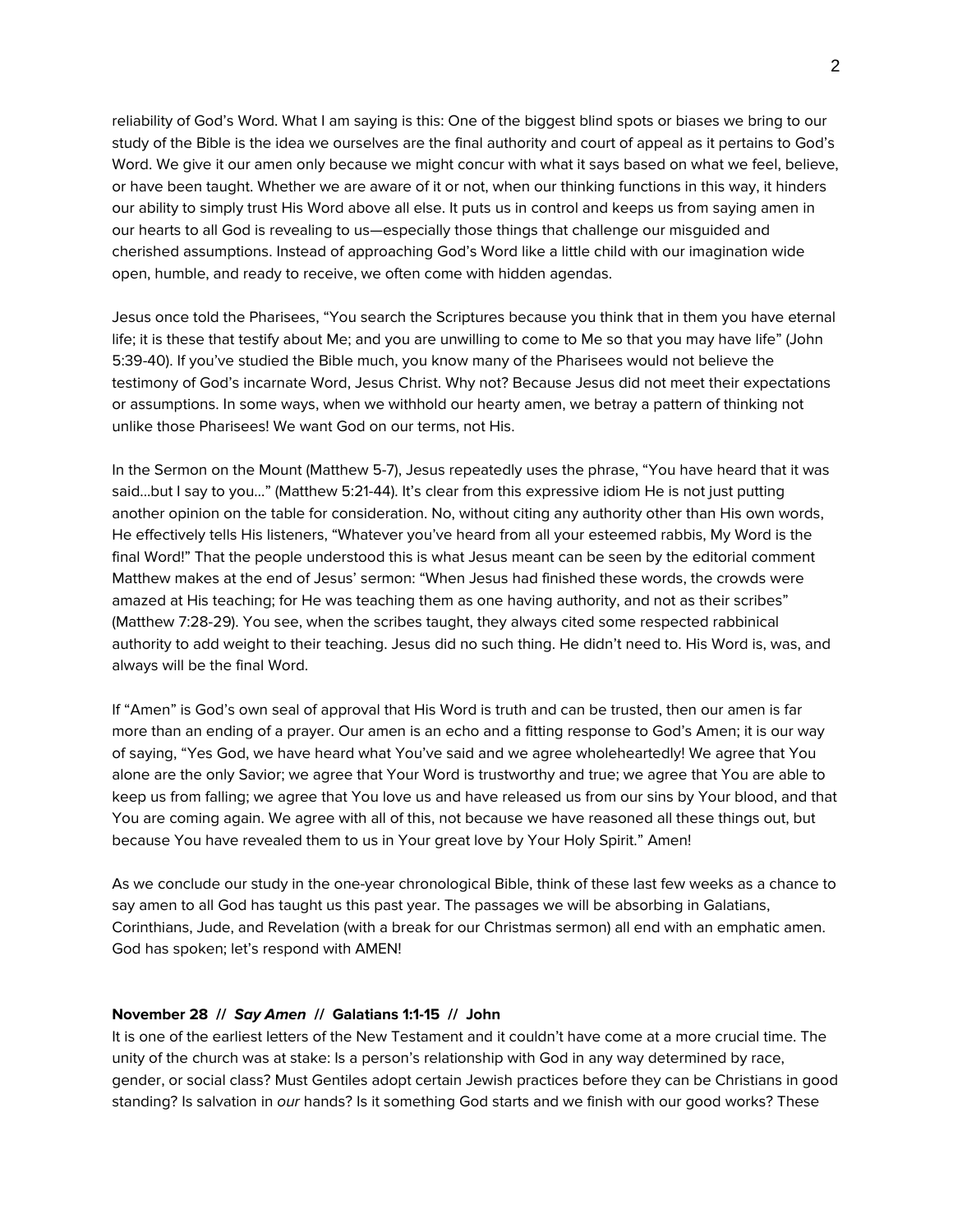reliability of God's Word. What I am saying is this: One of the biggest blind spots or biases we bring to our study of the Bible is the idea we ourselves are the final authority and court of appeal as it pertains to God's Word. We give it our amen only because we might concur with what it says based on what we feel, believe, or have been taught. Whether we are aware of it or not, when our thinking functions in this way, it hinders our ability to simply trust His Word above all else. It puts us in control and keeps us from saying amen in our hearts to all God is revealing to us—especially those things that challenge our misguided and cherished assumptions. Instead of approaching God's Word like a little child with our imagination wide open, humble, and ready to receive, we often come with hidden agendas.

Jesus once told the Pharisees, "You search the Scriptures because you think that in them you have eternal life; it is these that testify about Me; and you are unwilling to come to Me so that you may have life" (John 5:39-40). If you've studied the Bible much, you know many of the Pharisees would not believe the testimony of God's incarnate Word, Jesus Christ. Why not? Because Jesus did not meet their expectations or assumptions. In some ways, when we withhold our hearty amen, we betray a pattern of thinking not unlike those Pharisees! We want God on our terms, not His.

In the Sermon on the Mount (Matthew 5-7), Jesus repeatedly uses the phrase, "You have heard that it was said…but I say to you…" (Matthew 5:21-44). It's clear from this expressive idiom He is not just putting another opinion on the table for consideration. No, without citing any authority other than His own words, He effectively tells His listeners, "Whatever you've heard from all your esteemed rabbis, My Word is the final Word!" That the people understood this is what Jesus meant can be seen by the editorial comment Matthew makes at the end of Jesus' sermon: "When Jesus had finished these words, the crowds were amazed at His teaching; for He was teaching them as one having authority, and not as their scribes" (Matthew 7:28-29). You see, when the scribes taught, they always cited some respected rabbinical authority to add weight to their teaching. Jesus did no such thing. He didn't need to. His Word is, was, and always will be the final Word.

If "Amen" is God's own seal of approval that His Word is truth and can be trusted, then our amen is far more than an ending of a prayer. Our amen is an echo and a fitting response to God's Amen; it is our way of saying, "Yes God, we have heard what You've said and we agree wholeheartedly! We agree that You alone are the only Savior; we agree that Your Word is trustworthy and true; we agree that You are able to keep us from falling; we agree that You love us and have released us from our sins by Your blood, and that You are coming again. We agree with all of this, not because we have reasoned all these things out, but because You have revealed them to us in Your great love by Your Holy Spirit." Amen!

As we conclude our study in the one-year chronological Bible, think of these last few weeks as a chance to say amen to all God has taught us this past year. The passages we will be absorbing in Galatians, Corinthians, Jude, and Revelation (with a break for our Christmas sermon) all end with an emphatic amen. God has spoken; let's respond with AMEN!

**November 28 // *Say Amen* // Galatians 1:1-15 // John**

It is one of the earliest letters of the New Testament and it couldn't have come at a more crucial time. The unity of the church was at stake: Is a person's relationship with God in any way determined by race, gender, or social class? Must Gentiles adopt certain Jewish practices before they can be Christians in good standing? Is salvation in *our* hands? Is it something God starts and we finish with our good works? These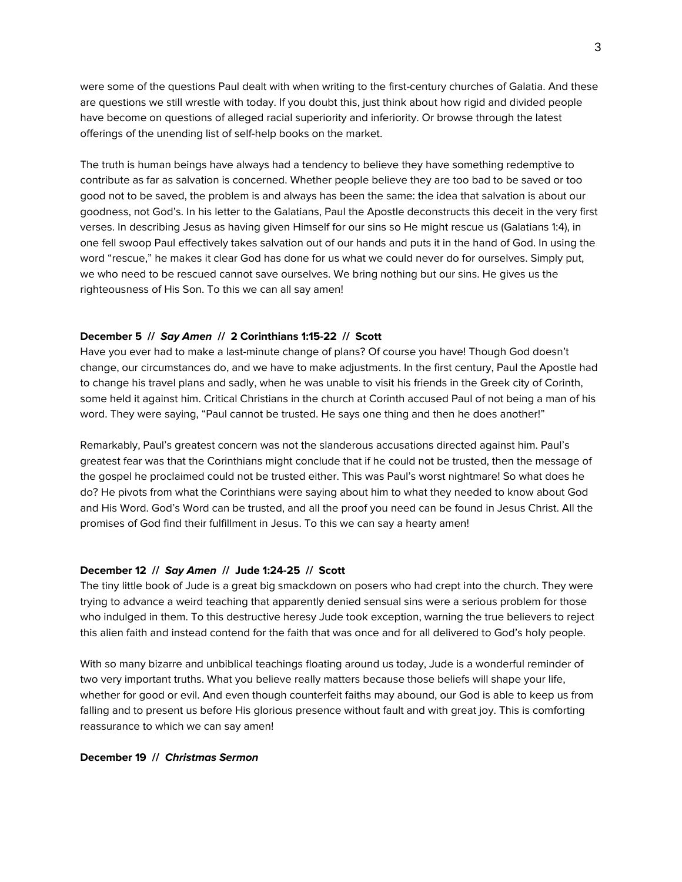were some of the questions Paul dealt with when writing to the first-century churches of Galatia. And these are questions we still wrestle with today. If you doubt this, just think about how rigid and divided people have become on questions of alleged racial superiority and inferiority. Or browse through the latest offerings of the unending list of self-help books on the market.

The truth is human beings have always had a tendency to believe they have something redemptive to contribute as far as salvation is concerned. Whether people believe they are too bad to be saved or too good not to be saved, the problem is and always has been the same: the idea that salvation is about our goodness, not God's. In his letter to the Galatians, Paul the Apostle deconstructs this deceit in the very first verses. In describing Jesus as having given Himself for our sins so He might rescue us (Galatians 1:4), in one fell swoop Paul effectively takes salvation out of our hands and puts it in the hand of God. In using the word "rescue," he makes it clear God has done for us what we could never do for ourselves. Simply put, we who need to be rescued cannot save ourselves. We bring nothing but our sins. He gives us the righteousness of His Son. To this we can all say amen!

**December 5 // *Say Amen* // 2 Corinthians 1:15-22 // Scott**

Have you ever had to make a last-minute change of plans? Of course you have! Though God doesn't change, our circumstances do, and we have to make adjustments. In the first century, Paul the Apostle had to change his travel plans and sadly, when he was unable to visit his friends in the Greek city of Corinth, some held it against him. Critical Christians in the church at Corinth accused Paul of not being a man of his word. They were saying, "Paul cannot be trusted. He says one thing and then he does another!"

Remarkably, Paul's greatest concern was not the slanderous accusations directed against him. Paul's greatest fear was that the Corinthians might conclude that if he could not be trusted, then the message of the gospel he proclaimed could not be trusted either. This was Paul's worst nightmare! So what does he do? He pivots from what the Corinthians were saying about him to what they needed to know about God and His Word. God's Word can be trusted, and all the proof you need can be found in Jesus Christ. All the promises of God find their fulfillment in Jesus. To this we can say a hearty amen!

**December 12 // *Say Amen* // Jude 1:24-25 // Scott**

The tiny little book of Jude is a great big smackdown on posers who had crept into the church. They were trying to advance a weird teaching that apparently denied sensual sins were a serious problem for those who indulged in them. To this destructive heresy Jude took exception, warning the true believers to reject this alien faith and instead contend for the faith that was once and for all delivered to God's holy people.

With so many bizarre and unbiblical teachings floating around us today, Jude is a wonderful reminder of two very important truths. What you believe really matters because those beliefs will shape your life, whether for good or evil. And even though counterfeit faiths may abound, our God is able to keep us from falling and to present us before His glorious presence without fault and with great joy. This is comforting reassurance to which we can say amen!

**December 19 // *Christmas Sermon***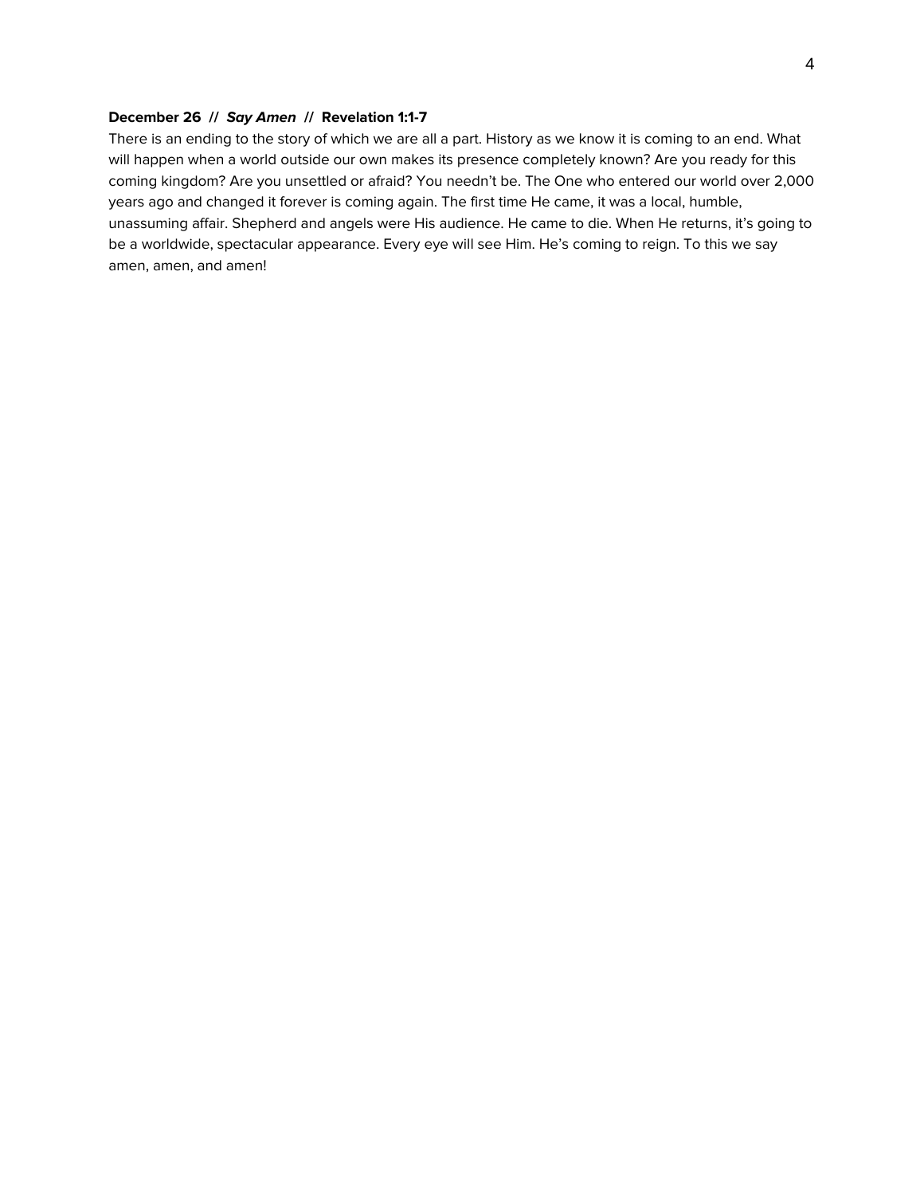**December 26 // *Say Amen* // Revelation 1:1-7**

There is an ending to the story of which we are all a part. History as we know it is coming to an end. What will happen when a world outside our own makes its presence completely known? Are you ready for this coming kingdom? Are you unsettled or afraid? You needn't be. The One who entered our world over 2,000 years ago and changed it forever is coming again. The first time He came, it was a local, humble, unassuming affair. Shepherd and angels were His audience. He came to die. When He returns, it's going to be a worldwide, spectacular appearance. Every eye will see Him. He's coming to reign. To this we say amen, amen, and amen!